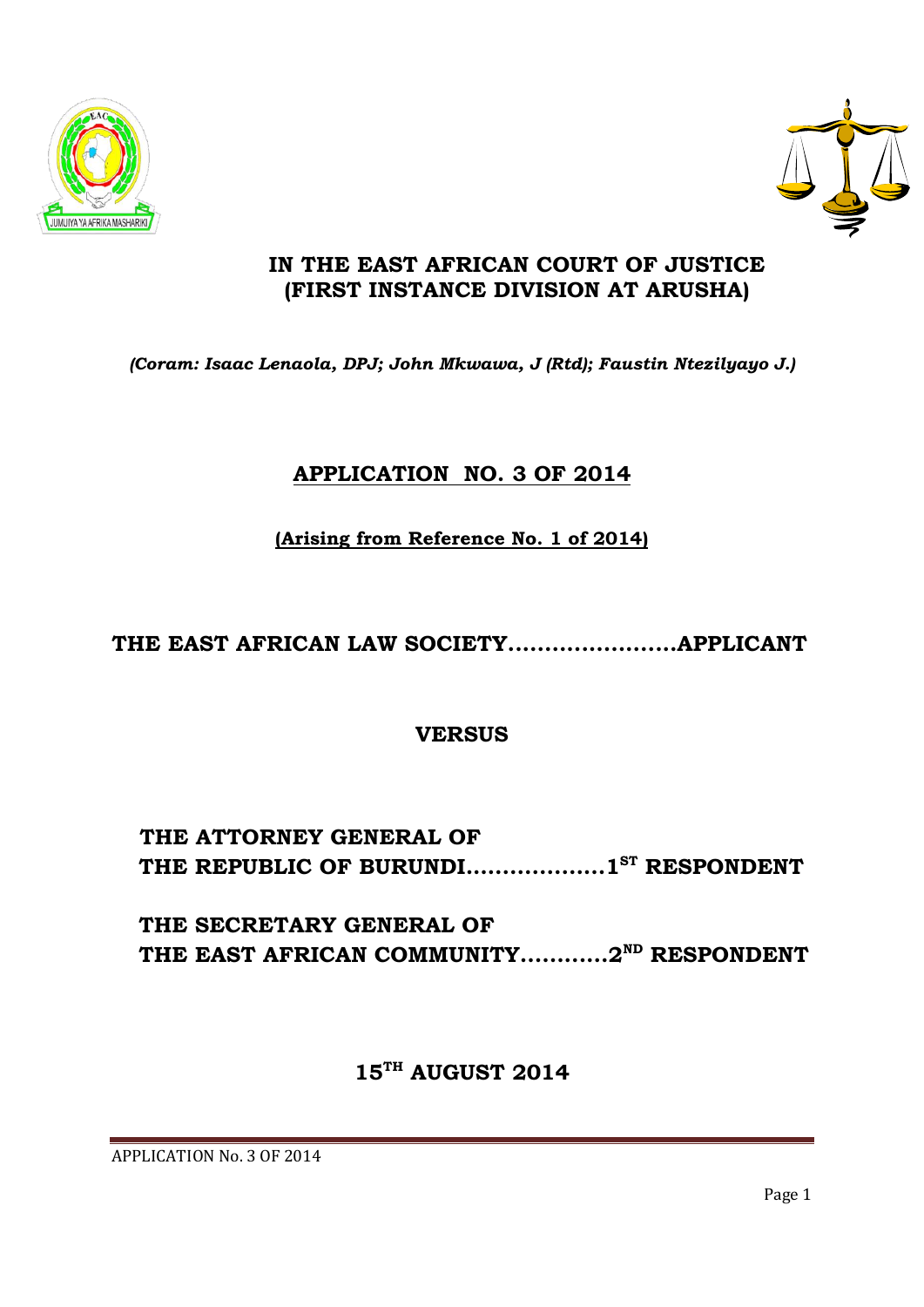# IN THE EAST AFRICAN COURT OF JUSTICE
# (FIRST INSTANCE DIVISION AT ARUSHA)

*(Coram: Isaac Lenaola, DPJ; John Mkwawa, J (Rtd); Faustin Ntezilyayo J.)*

## APPLICATION NO. 3 OF 2014

**(Arising from Reference No. 1 of 2014)**

**THE EAST AFRICAN LAW SOCIETY…………………..APPLICANT**

**VERSUS**

**THE ATTORNEY GENERAL OF THE REPUBLIC OF BURUNDI……………….1ST RESPONDENT**

**THE SECRETARY GENERAL OF THE EAST AFRICAN COMMUNITY…………2ND RESPONDENT**

**15TH AUGUST 2014**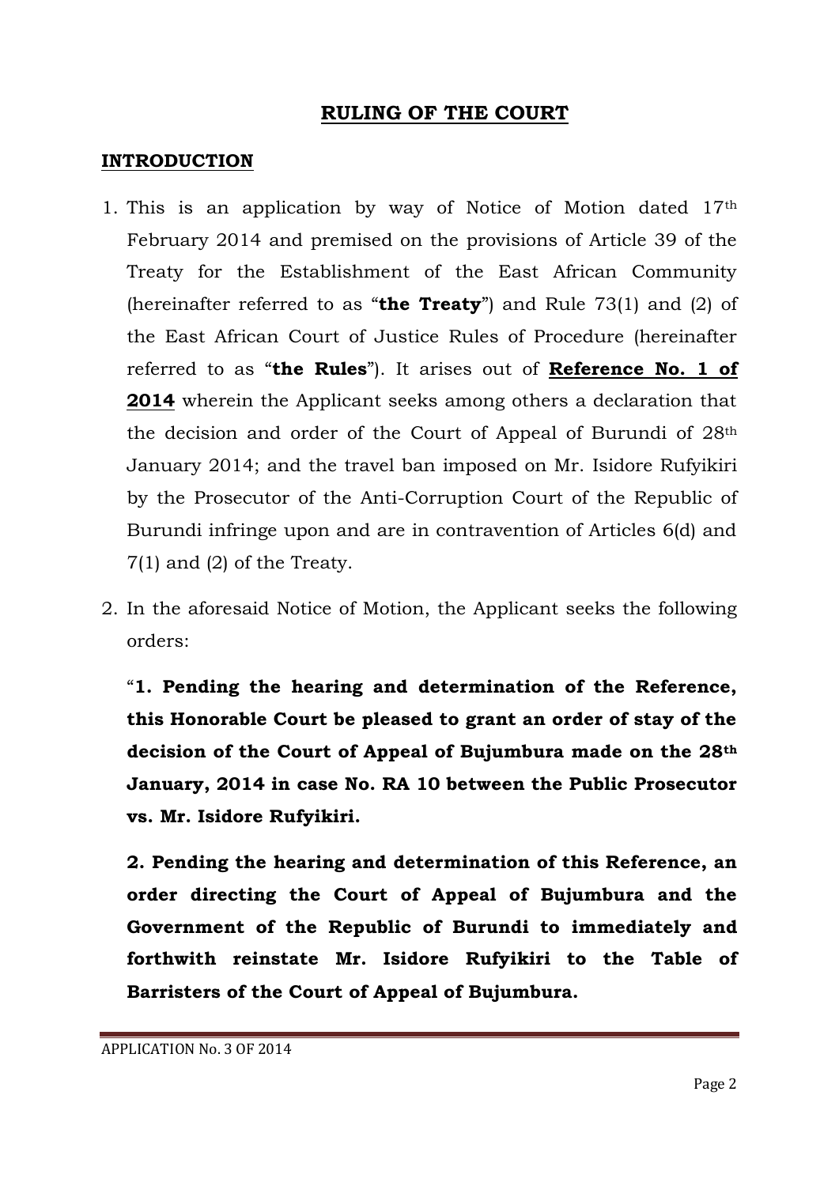## RULING OF THE COURT

### INTRODUCTION

1. This is an application by way of Notice of Motion dated 17th February 2014 and premised on the provisions of Article 39 of the Treaty for the Establishment of the East African Community (hereinafter referred to as "**the Treaty**") and Rule 73(1) and (2) of the East African Court of Justice Rules of Procedure (hereinafter referred to as "**the Rules**"). It arises out of **Reference No. 1 of 2014** wherein the Applicant seeks among others a declaration that the decision and order of the Court of Appeal of Burundi of 28th January 2014; and the travel ban imposed on Mr. Isidore Rufyikiri by the Prosecutor of the Anti-Corruption Court of the Republic of Burundi infringe upon and are in contravention of Articles 6(d) and 7(1) and (2) of the Treaty.

2. In the aforesaid Notice of Motion, the Applicant seeks the following orders:

   "**1. Pending the hearing and determination of the Reference, this Honorable Court be pleased to grant an order of stay of the decision of the Court of Appeal of Bujumbura made on the 28th January, 2014 in case No. RA 10 between the Public Prosecutor vs. Mr. Isidore Rufyikiri.**

   **2. Pending the hearing and determination of this Reference, an order directing the Court of Appeal of Bujumbura and the Government of the Republic of Burundi to immediately and forthwith reinstate Mr. Isidore Rufyikiri to the Table of Barristers of the Court of Appeal of Bujumbura.**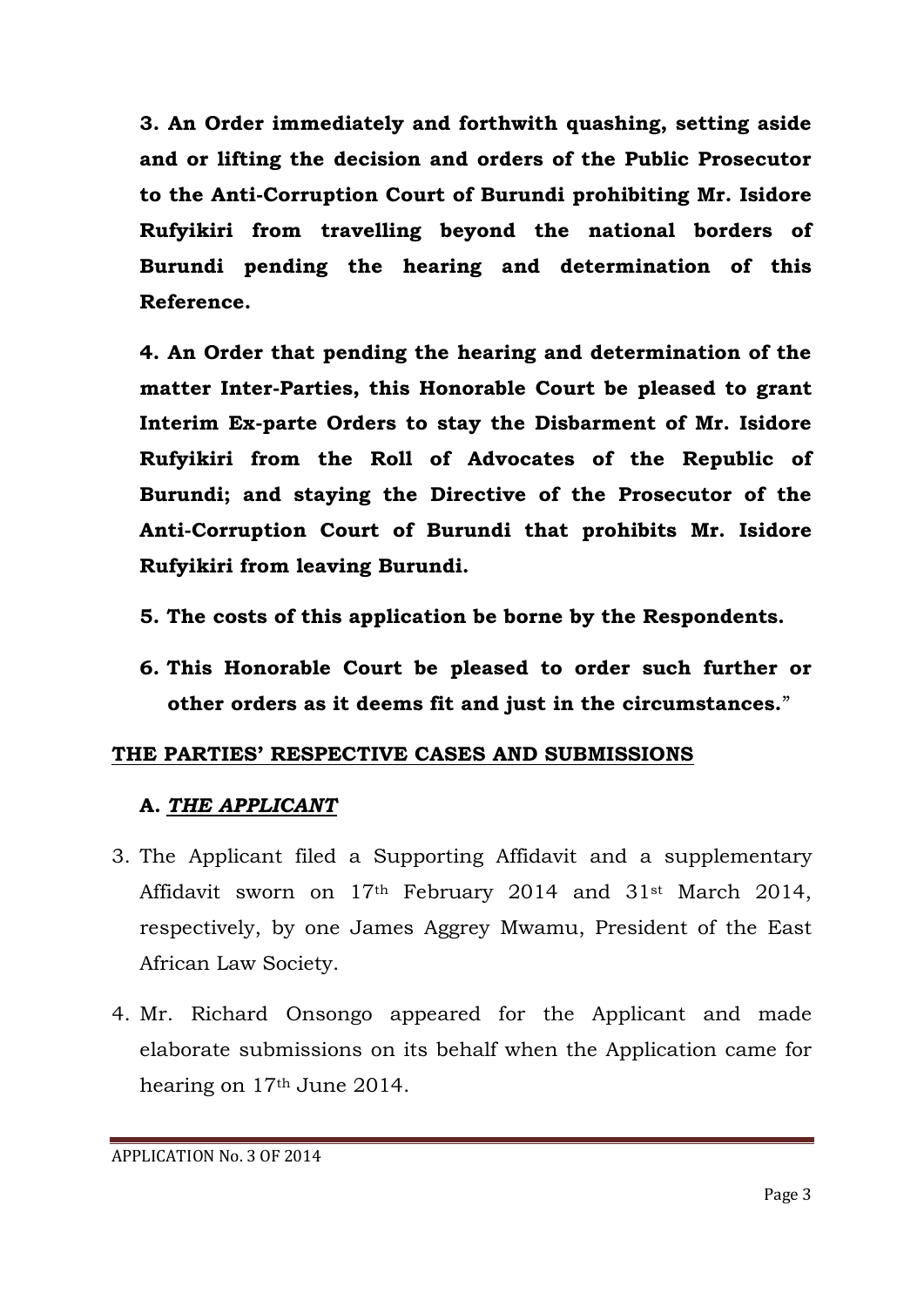**3. An Order immediately and forthwith quashing, setting aside and or lifting the decision and orders of the Public Prosecutor to the Anti-Corruption Court of Burundi prohibiting Mr. Isidore Rufyikiri from travelling beyond the national borders of Burundi pending the hearing and determination of this Reference.**

**4. An Order that pending the hearing and determination of the matter Inter-Parties, this Honorable Court be pleased to grant Interim Ex-parte Orders to stay the Disbarment of Mr. Isidore Rufyikiri from the Roll of Advocates of the Republic of Burundi; and staying the Directive of the Prosecutor of the Anti-Corruption Court of Burundi that prohibits Mr. Isidore Rufyikiri from leaving Burundi.**

**5. The costs of this application be borne by the Respondents.**

**6. This Honorable Court be pleased to order such further or other orders as it deems fit and just in the circumstances.**"

## THE PARTIES' RESPECTIVE CASES AND SUBMISSIONS

### A. *THE APPLICANT*

3. The Applicant filed a Supporting Affidavit and a supplementary Affidavit sworn on 17th February 2014 and 31st March 2014, respectively, by one James Aggrey Mwamu, President of the East African Law Society.

4. Mr. Richard Onsongo appeared for the Applicant and made elaborate submissions on its behalf when the Application came for hearing on 17th June 2014.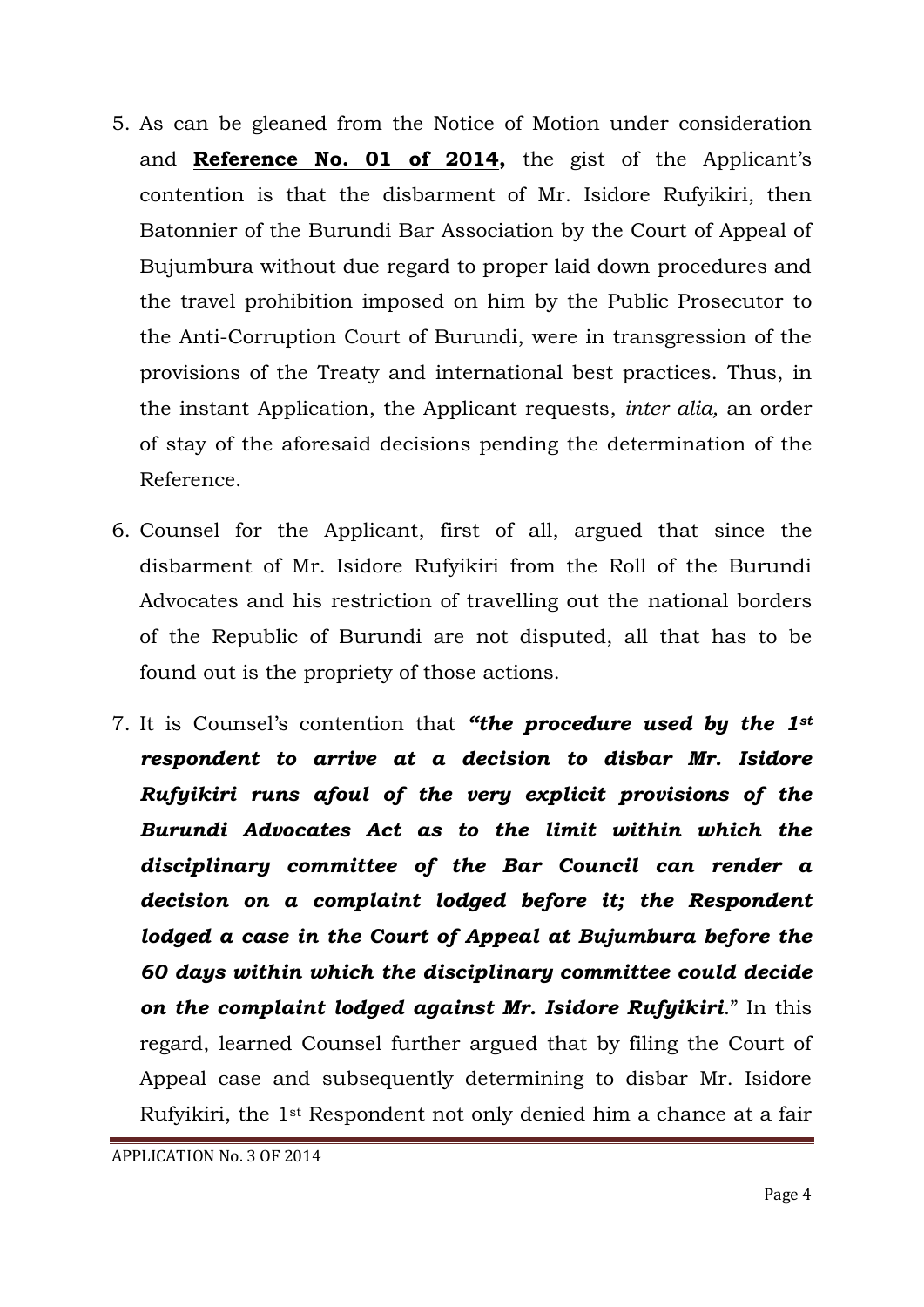5. As can be gleaned from the Notice of Motion under consideration and **Reference No. 01 of 2014,** the gist of the Applicant's contention is that the disbarment of Mr. Isidore Rufyikiri, then Batonnier of the Burundi Bar Association by the Court of Appeal of Bujumbura without due regard to proper laid down procedures and the travel prohibition imposed on him by the Public Prosecutor to the Anti-Corruption Court of Burundi, were in transgression of the provisions of the Treaty and international best practices. Thus, in the instant Application, the Applicant requests, *inter alia,* an order of stay of the aforesaid decisions pending the determination of the Reference.

6. Counsel for the Applicant, first of all, argued that since the disbarment of Mr. Isidore Rufyikiri from the Roll of the Burundi Advocates and his restriction of travelling out the national borders of the Republic of Burundi are not disputed, all that has to be found out is the propriety of those actions.

7. It is Counsel's contention that ***"the procedure used by the 1st respondent to arrive at a decision to disbar Mr. Isidore Rufyikiri runs afoul of the very explicit provisions of the Burundi Advocates Act as to the limit within which the disciplinary committee of the Bar Council can render a decision on a complaint lodged before it; the Respondent lodged a case in the Court of Appeal at Bujumbura before the 60 days within which the disciplinary committee could decide on the complaint lodged against Mr. Isidore Rufyikiri***." In this regard, learned Counsel further argued that by filing the Court of Appeal case and subsequently determining to disbar Mr. Isidore Rufyikiri, the 1st Respondent not only denied him a chance at a fair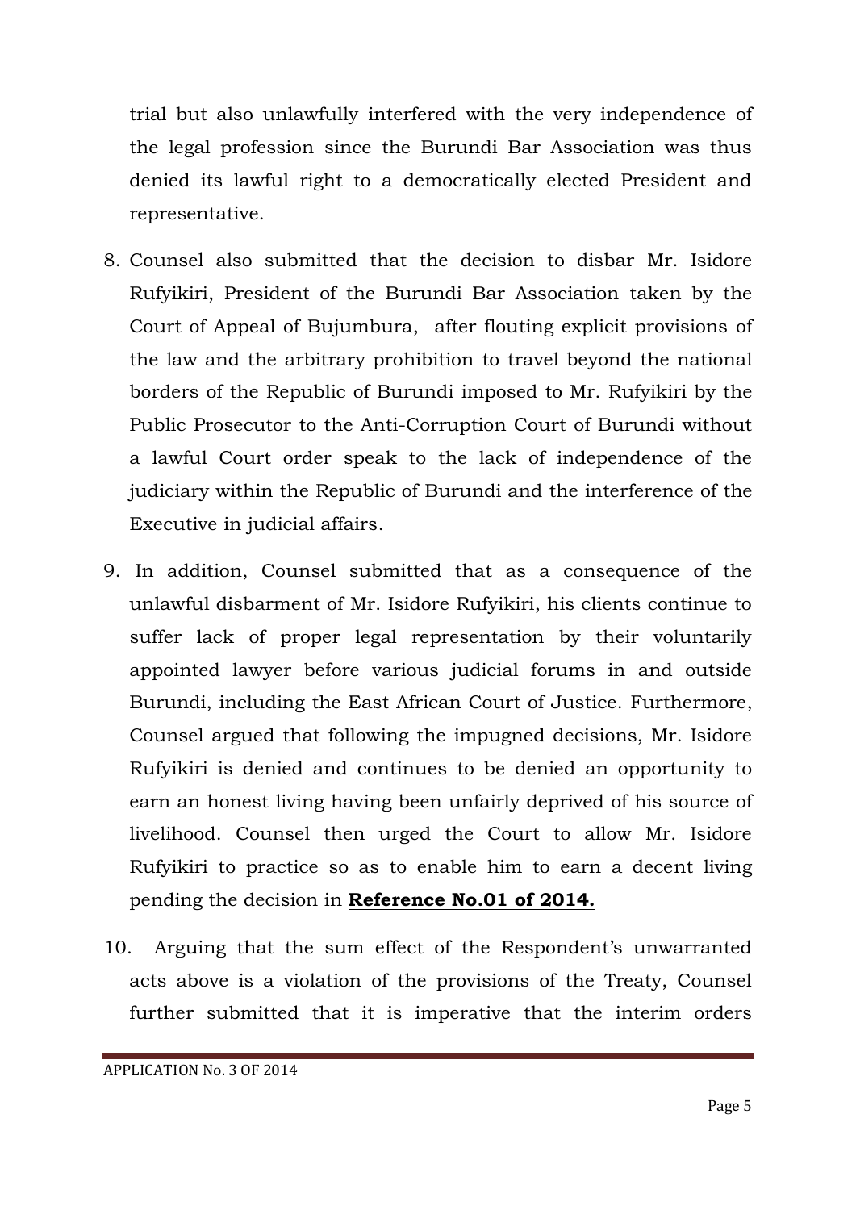trial but also unlawfully interfered with the very independence of the legal profession since the Burundi Bar Association was thus denied its lawful right to a democratically elected President and representative.

8. Counsel also submitted that the decision to disbar Mr. Isidore Rufyikiri, President of the Burundi Bar Association taken by the Court of Appeal of Bujumbura, after flouting explicit provisions of the law and the arbitrary prohibition to travel beyond the national borders of the Republic of Burundi imposed to Mr. Rufyikiri by the Public Prosecutor to the Anti-Corruption Court of Burundi without a lawful Court order speak to the lack of independence of the judiciary within the Republic of Burundi and the interference of the Executive in judicial affairs.

9. In addition, Counsel submitted that as a consequence of the unlawful disbarment of Mr. Isidore Rufyikiri, his clients continue to suffer lack of proper legal representation by their voluntarily appointed lawyer before various judicial forums in and outside Burundi, including the East African Court of Justice. Furthermore, Counsel argued that following the impugned decisions, Mr. Isidore Rufyikiri is denied and continues to be denied an opportunity to earn an honest living having been unfairly deprived of his source of livelihood. Counsel then urged the Court to allow Mr. Isidore Rufyikiri to practice so as to enable him to earn a decent living pending the decision in **Reference No.01 of 2014.**

10. Arguing that the sum effect of the Respondent's unwarranted acts above is a violation of the provisions of the Treaty, Counsel further submitted that it is imperative that the interim orders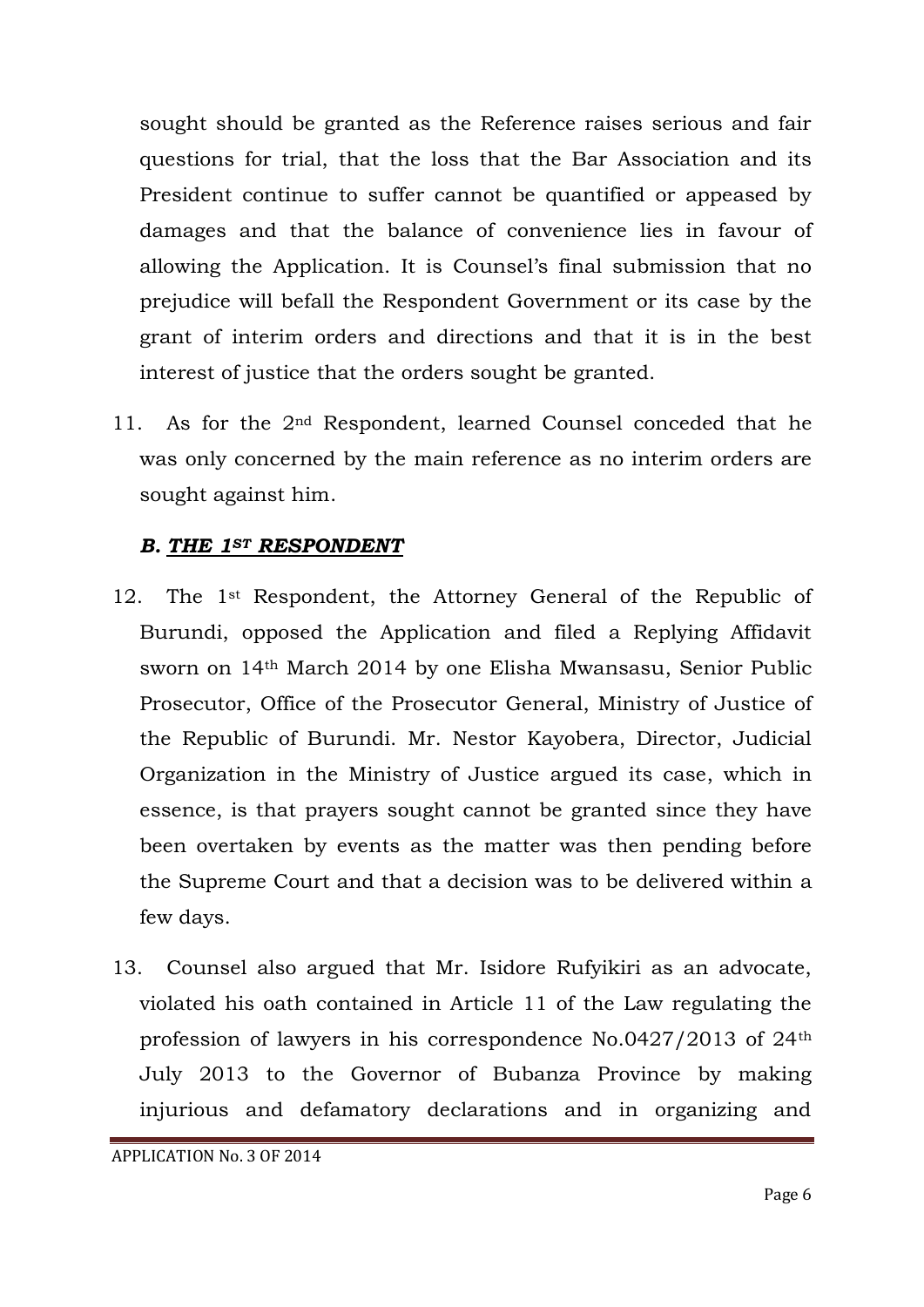sought should be granted as the Reference raises serious and fair questions for trial, that the loss that the Bar Association and its President continue to suffer cannot be quantified or appeased by damages and that the balance of convenience lies in favour of allowing the Application. It is Counsel's final submission that no prejudice will befall the Respondent Government or its case by the grant of interim orders and directions and that it is in the best interest of justice that the orders sought be granted.

11. As for the 2nd Respondent, learned Counsel conceded that he was only concerned by the main reference as no interim orders are sought against him.

### ***B. THE 1ST RESPONDENT***

12. The 1st Respondent, the Attorney General of the Republic of Burundi, opposed the Application and filed a Replying Affidavit sworn on 14th March 2014 by one Elisha Mwansasu, Senior Public Prosecutor, Office of the Prosecutor General, Ministry of Justice of the Republic of Burundi. Mr. Nestor Kayobera, Director, Judicial Organization in the Ministry of Justice argued its case, which in essence, is that prayers sought cannot be granted since they have been overtaken by events as the matter was then pending before the Supreme Court and that a decision was to be delivered within a few days.

13. Counsel also argued that Mr. Isidore Rufyikiri as an advocate, violated his oath contained in Article 11 of the Law regulating the profession of lawyers in his correspondence No.0427/2013 of 24th July 2013 to the Governor of Bubanza Province by making injurious and defamatory declarations and in organizing and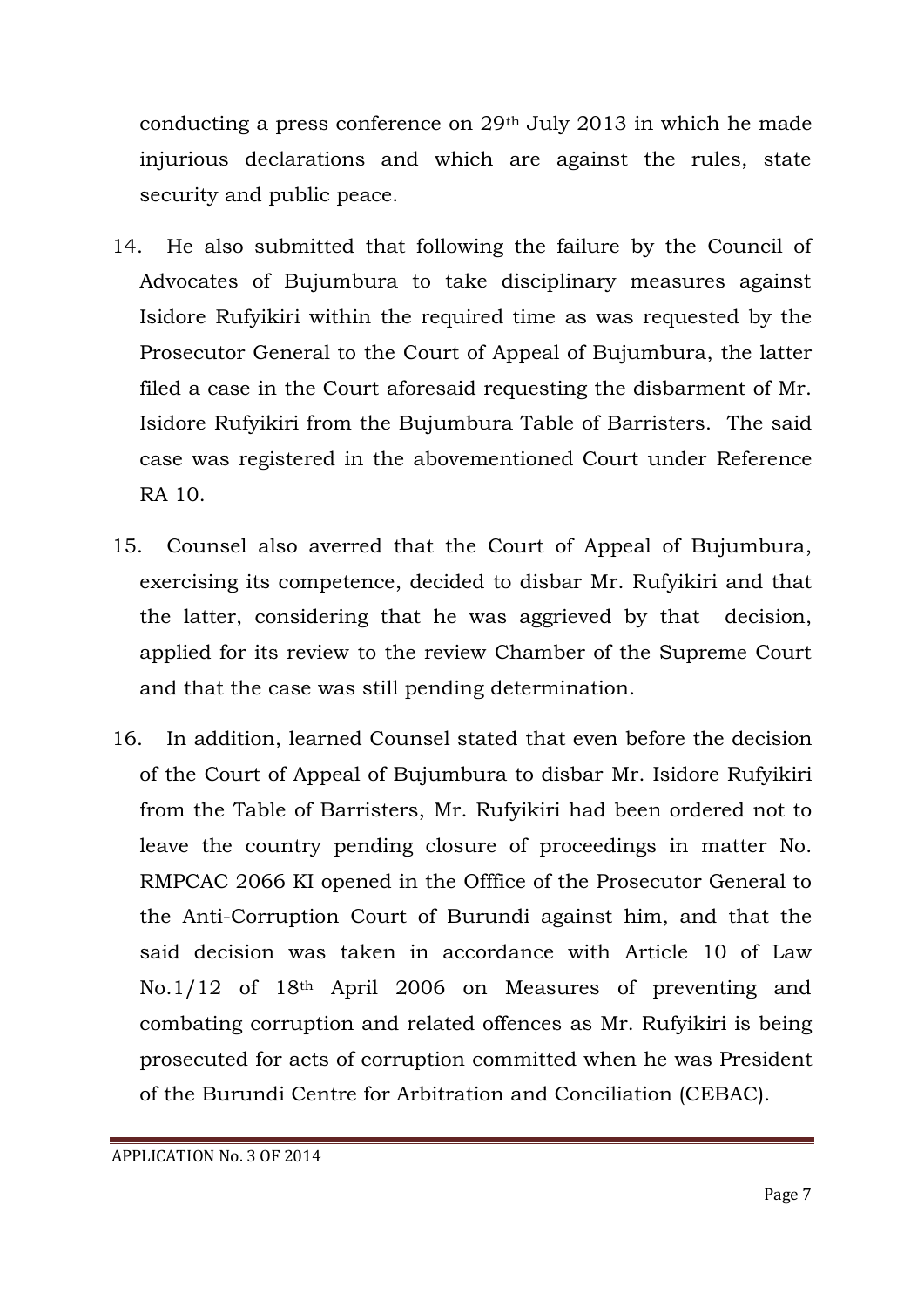conducting a press conference on 29th July 2013 in which he made injurious declarations and which are against the rules, state security and public peace.

14. He also submitted that following the failure by the Council of Advocates of Bujumbura to take disciplinary measures against Isidore Rufyikiri within the required time as was requested by the Prosecutor General to the Court of Appeal of Bujumbura, the latter filed a case in the Court aforesaid requesting the disbarment of Mr. Isidore Rufyikiri from the Bujumbura Table of Barristers. The said case was registered in the abovementioned Court under Reference RA 10.

15. Counsel also averred that the Court of Appeal of Bujumbura, exercising its competence, decided to disbar Mr. Rufyikiri and that the latter, considering that he was aggrieved by that decision, applied for its review to the review Chamber of the Supreme Court and that the case was still pending determination.

16. In addition, learned Counsel stated that even before the decision of the Court of Appeal of Bujumbura to disbar Mr. Isidore Rufyikiri from the Table of Barristers, Mr. Rufyikiri had been ordered not to leave the country pending closure of proceedings in matter No. RMPCAC 2066 KI opened in the Offfice of the Prosecutor General to the Anti-Corruption Court of Burundi against him, and that the said decision was taken in accordance with Article 10 of Law No.1/12 of 18th April 2006 on Measures of preventing and combating corruption and related offences as Mr. Rufyikiri is being prosecuted for acts of corruption committed when he was President of the Burundi Centre for Arbitration and Conciliation (CEBAC).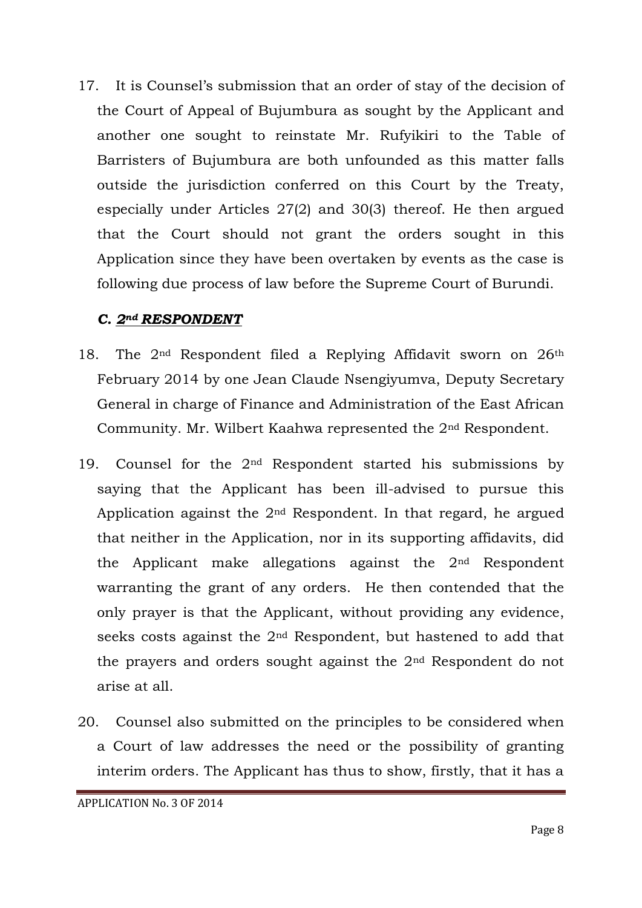17. It is Counsel's submission that an order of stay of the decision of the Court of Appeal of Bujumbura as sought by the Applicant and another one sought to reinstate Mr. Rufyikiri to the Table of Barristers of Bujumbura are both unfounded as this matter falls outside the jurisdiction conferred on this Court by the Treaty, especially under Articles 27(2) and 30(3) thereof. He then argued that the Court should not grant the orders sought in this Application since they have been overtaken by events as the case is following due process of law before the Supreme Court of Burundi.

### *C. 2nd RESPONDENT*

18. The 2nd Respondent filed a Replying Affidavit sworn on 26th February 2014 by one Jean Claude Nsengiyumva, Deputy Secretary General in charge of Finance and Administration of the East African Community. Mr. Wilbert Kaahwa represented the 2nd Respondent.

19. Counsel for the 2nd Respondent started his submissions by saying that the Applicant has been ill-advised to pursue this Application against the 2nd Respondent. In that regard, he argued that neither in the Application, nor in its supporting affidavits, did the Applicant make allegations against the 2nd Respondent warranting the grant of any orders. He then contended that the only prayer is that the Applicant, without providing any evidence, seeks costs against the 2nd Respondent, but hastened to add that the prayers and orders sought against the 2nd Respondent do not arise at all.

20. Counsel also submitted on the principles to be considered when a Court of law addresses the need or the possibility of granting interim orders. The Applicant has thus to show, firstly, that it has a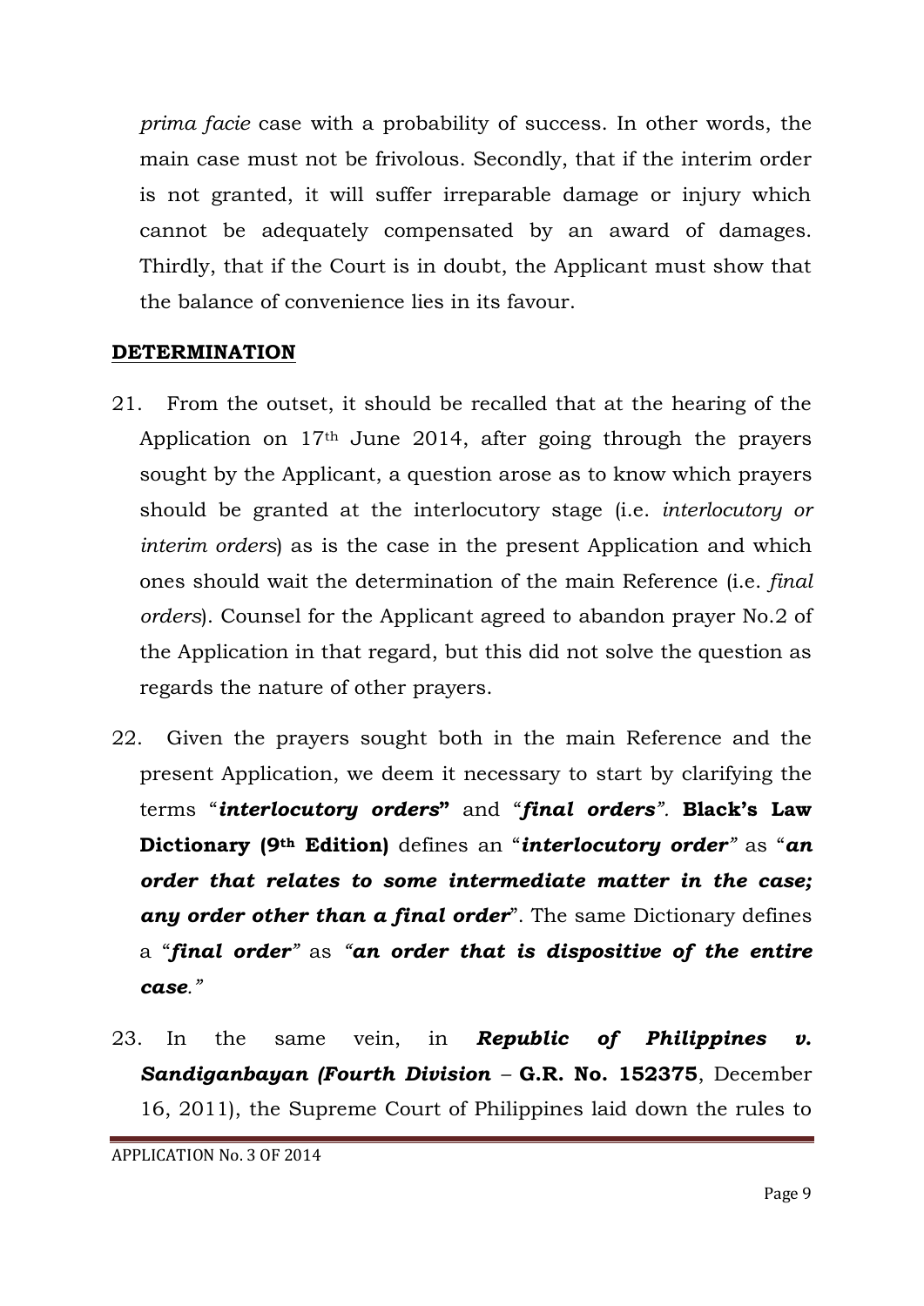*prima facie* case with a probability of success. In other words, the main case must not be frivolous. Secondly, that if the interim order is not granted, it will suffer irreparable damage or injury which cannot be adequately compensated by an award of damages. Thirdly, that if the Court is in doubt, the Applicant must show that the balance of convenience lies in its favour.

## DETERMINATION

21. From the outset, it should be recalled that at the hearing of the Application on 17th June 2014, after going through the prayers sought by the Applicant, a question arose as to know which prayers should be granted at the interlocutory stage (i.e. *interlocutory or interim orders*) as is the case in the present Application and which ones should wait the determination of the main Reference (i.e. *final orders*). Counsel for the Applicant agreed to abandon prayer No.2 of the Application in that regard, but this did not solve the question as regards the nature of other prayers.

22. Given the prayers sought both in the main Reference and the present Application, we deem it necessary to start by clarifying the terms "***interlocutory orders***" and "***final orders***". **Black's Law Dictionary (9th Edition)** defines an "***interlocutory order***" as "***an order that relates to some intermediate matter in the case; any order other than a final order***". The same Dictionary defines a "***final order***" as "***an order that is dispositive of the entire case.***"

23. In the same vein, in ***Republic of Philippines v. Sandiganbayan (Fourth Division*** – **G.R. No. 152375**, December 16, 2011), the Supreme Court of Philippines laid down the rules to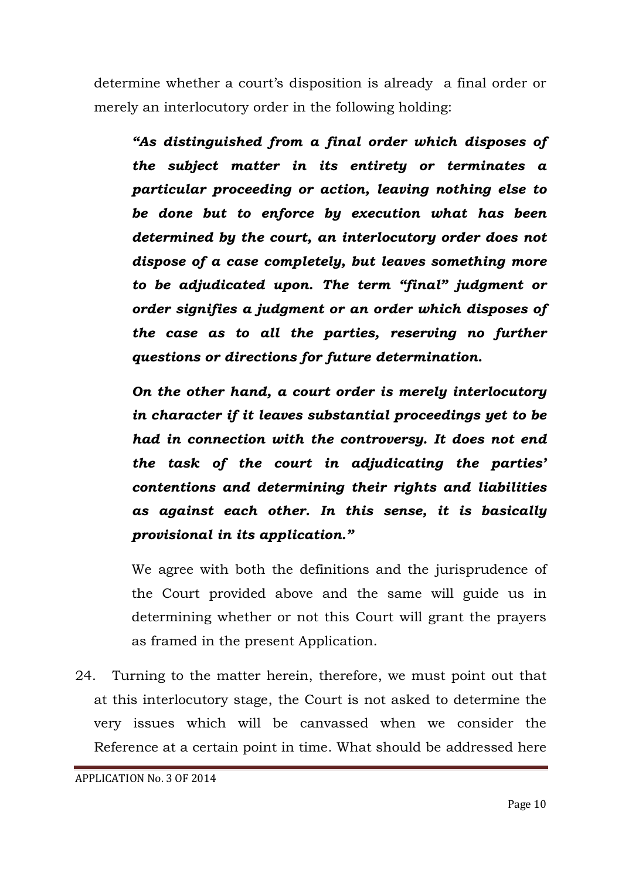determine whether a court's disposition is already a final order or merely an interlocutory order in the following holding:

> ***"As distinguished from a final order which disposes of the subject matter in its entirety or terminates a particular proceeding or action, leaving nothing else to be done but to enforce by execution what has been determined by the court, an interlocutory order does not dispose of a case completely, but leaves something more to be adjudicated upon. The term "final" judgment or order signifies a judgment or an order which disposes of the case as to all the parties, reserving no further questions or directions for future determination.***
>
> ***On the other hand, a court order is merely interlocutory in character if it leaves substantial proceedings yet to be had in connection with the controversy. It does not end the task of the court in adjudicating the parties' contentions and determining their rights and liabilities as against each other. In this sense, it is basically provisional in its application."***

We agree with both the definitions and the jurisprudence of the Court provided above and the same will guide us in determining whether or not this Court will grant the prayers as framed in the present Application.

24. Turning to the matter herein, therefore, we must point out that at this interlocutory stage, the Court is not asked to determine the very issues which will be canvassed when we consider the Reference at a certain point in time. What should be addressed here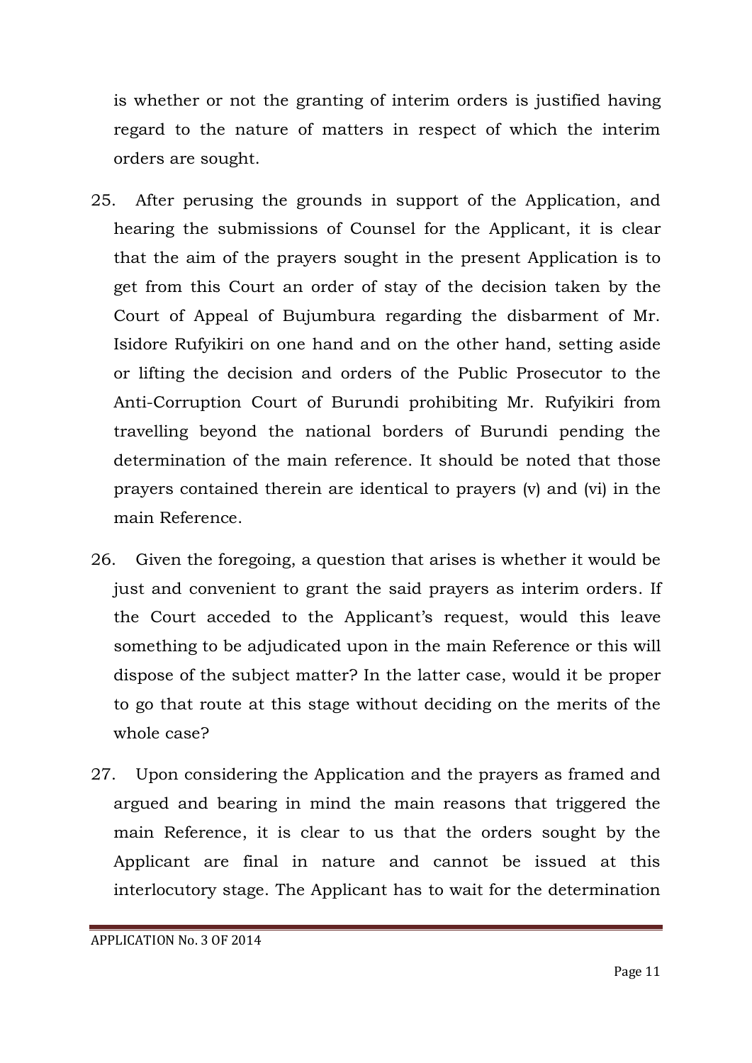is whether or not the granting of interim orders is justified having regard to the nature of matters in respect of which the interim orders are sought.

25. After perusing the grounds in support of the Application, and hearing the submissions of Counsel for the Applicant, it is clear that the aim of the prayers sought in the present Application is to get from this Court an order of stay of the decision taken by the Court of Appeal of Bujumbura regarding the disbarment of Mr. Isidore Rufyikiri on one hand and on the other hand, setting aside or lifting the decision and orders of the Public Prosecutor to the Anti-Corruption Court of Burundi prohibiting Mr. Rufyikiri from travelling beyond the national borders of Burundi pending the determination of the main reference. It should be noted that those prayers contained therein are identical to prayers (v) and (vi) in the main Reference.

26. Given the foregoing, a question that arises is whether it would be just and convenient to grant the said prayers as interim orders. If the Court acceded to the Applicant's request, would this leave something to be adjudicated upon in the main Reference or this will dispose of the subject matter? In the latter case, would it be proper to go that route at this stage without deciding on the merits of the whole case?

27. Upon considering the Application and the prayers as framed and argued and bearing in mind the main reasons that triggered the main Reference, it is clear to us that the orders sought by the Applicant are final in nature and cannot be issued at this interlocutory stage. The Applicant has to wait for the determination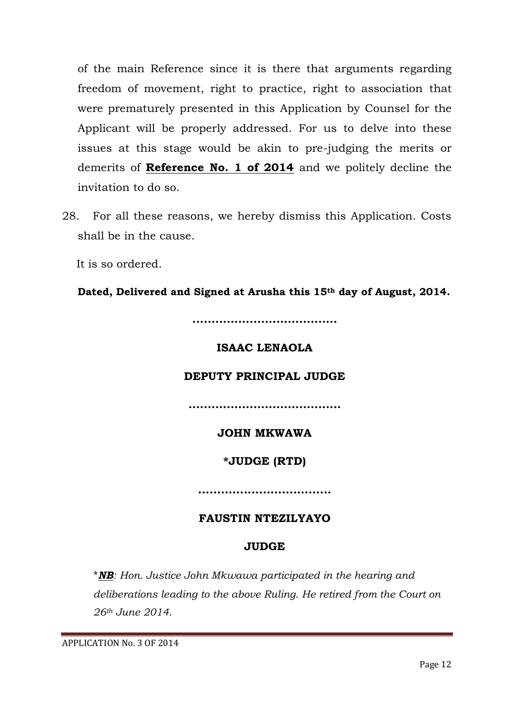of the main Reference since it is there that arguments regarding freedom of movement, right to practice, right to association that were prematurely presented in this Application by Counsel for the Applicant will be properly addressed. For us to delve into these issues at this stage would be akin to pre-judging the merits or demerits of **Reference No. 1 of 2014** and we politely decline the invitation to do so.

28. For all these reasons, we hereby dismiss this Application. Costs shall be in the cause.

It is so ordered.

**Dated, Delivered and Signed at Arusha this 15th day of August, 2014.**

……………………………….

**ISAAC LENAOLA**

**DEPUTY PRINCIPAL JUDGE**

………………………………….

**JOHN MKWAWA**

***JUDGE (RTD)**

……………………………

**FAUSTIN NTEZILYAYO**

**JUDGE**

**NB*: Hon. Justice John Mkwawa participated in the hearing and deliberations leading to the above Ruling. He retired from the Court on 26th June 2014.*